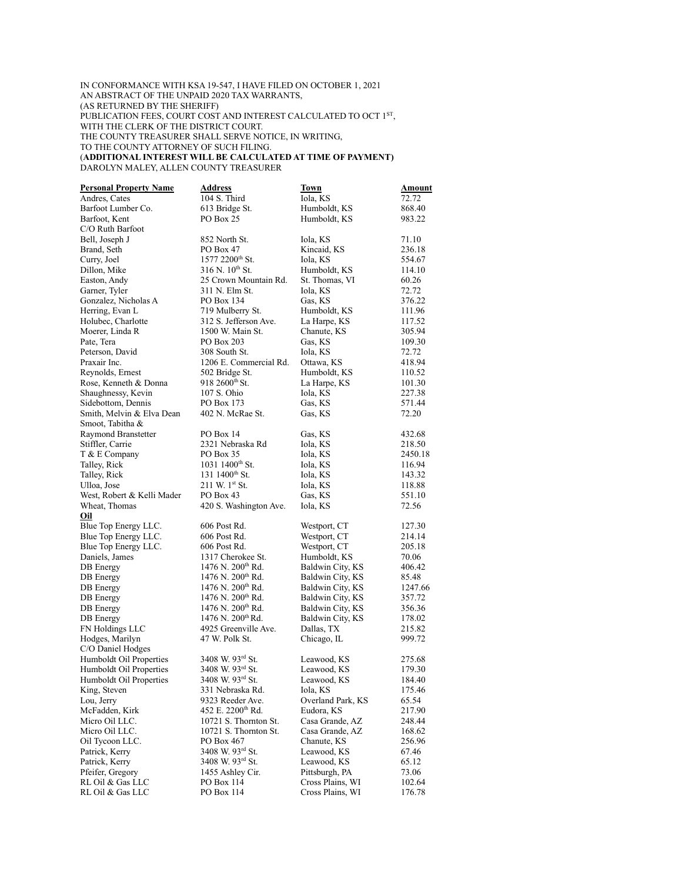IN CONFORMANCE WITH KSA 19-547, I HAVE FILED ON OCTOBER 1, 2021
AN ABSTRACT OF THE UNPAID 2020 TAX WARRANTS,
(AS RETURNED BY THE SHERIFF)
PUBLICATION FEES, COURT COST AND INTEREST CALCULATED TO OCT 1ST,
WITH THE CLERK OF THE DISTRICT COURT.
THE COUNTY TREASURER SHALL SERVE NOTICE, IN WRITING,
TO THE COUNTY ATTORNEY OF SUCH FILING.
(**ADDITIONAL INTEREST WILL BE CALCULATED AT TIME OF PAYMENT)**
DAROLYN MALEY, ALLEN COUNTY TREASURER

| **Personal Property Name** | **Address** | **Town** | **Amount** |
|---|---|---|---|
| Andres, Cates | 104 S. Third | Iola, KS | 72.72 |
| Barfoot Lumber Co. | 613 Bridge St. | Humboldt, KS | 868.40 |
| Barfoot, Kent C/O Ruth Barfoot | PO Box 25 | Humboldt, KS | 983.22 |
| Bell, Joseph J | 852 North St. | Iola, KS | 71.10 |
| Brand, Seth | PO Box 47 | Kincaid, KS | 236.18 |
| Curry, Joel | 1577 2200th St. | Iola, KS | 554.67 |
| Dillon, Mike | 316 N. 10th St. | Humboldt, KS | 114.10 |
| Easton, Andy | 25 Crown Mountain Rd. | St. Thomas, VI | 60.26 |
| Garner, Tyler | 311 N. Elm St. | Iola, KS | 72.72 |
| Gonzalez, Nicholas A | PO Box 134 | Gas, KS | 376.22 |
| Herring, Evan L | 719 Mulberry St. | Humboldt, KS | 111.96 |
| Holubec, Charlotte | 312 S. Jefferson Ave. | La Harpe, KS | 117.52 |
| Moerer, Linda R | 1500 W. Main St. | Chanute, KS | 305.94 |
| Pate, Tera | PO Box 203 | Gas, KS | 109.30 |
| Peterson, David | 308 South St. | Iola, KS | 72.72 |
| Praxair Inc. | 1206 E. Commercial Rd. | Ottawa, KS | 418.94 |
| Reynolds, Ernest | 502 Bridge St. | Humboldt, KS | 110.52 |
| Rose, Kenneth & Donna | 918 2600th St. | La Harpe, KS | 101.30 |
| Shaughnessy, Kevin | 107 S. Ohio | Iola, KS | 227.38 |
| Sidebottom, Dennis | PO Box 173 | Gas, KS | 571.44 |
| Smith, Melvin & Elva Dean | 402 N. McRae St. | Gas, KS | 72.20 |
| Smoot, Tabitha & Raymond Branstetter | PO Box 14 | Gas, KS | 432.68 |
| Stiffler, Carrie | 2321 Nebraska Rd | Iola, KS | 218.50 |
| T & E Company | PO Box 35 | Iola, KS | 2450.18 |
| Talley, Rick | 1031 1400th St. | Iola, KS | 116.94 |
| Talley, Rick | 131 1400th St. | Iola, KS | 143.32 |
| Ulloa, Jose | 211 W. 1st St. | Iola, KS | 118.88 |
| West, Robert & Kelli Mader | PO Box 43 | Gas, KS | 551.10 |
| Wheat, Thomas | 420 S. Washington Ave. | Iola, KS | 72.56 |
| **Oil** | | | |
| Blue Top Energy LLC. | 606 Post Rd. | Westport, CT | 127.30 |
| Blue Top Energy LLC. | 606 Post Rd. | Westport, CT | 214.14 |
| Blue Top Energy LLC. | 606 Post Rd. | Westport, CT | 205.18 |
| Daniels, James | 1317 Cherokee St. | Humboldt, KS | 70.06 |
| DB Energy | 1476 N. 200th Rd. | Baldwin City, KS | 406.42 |
| DB Energy | 1476 N. 200th Rd. | Baldwin City, KS | 85.48 |
| DB Energy | 1476 N. 200th Rd. | Baldwin City, KS | 1247.66 |
| DB Energy | 1476 N. 200th Rd. | Baldwin City, KS | 357.72 |
| DB Energy | 1476 N. 200th Rd. | Baldwin City, KS | 356.36 |
| DB Energy | 1476 N. 200th Rd. | Baldwin City, KS | 178.02 |
| FN Holdings LLC | 4925 Greenville Ave. | Dallas, TX | 215.82 |
| Hodges, Marilyn C/O Daniel Hodges | 47 W. Polk St. | Chicago, IL | 999.72 |
| Humboldt Oil Properties | 3408 W. 93rd St. | Leawood, KS | 275.68 |
| Humboldt Oil Properties | 3408 W. 93rd St. | Leawood, KS | 179.30 |
| Humboldt Oil Properties | 3408 W. 93rd St. | Leawood, KS | 184.40 |
| King, Steven | 331 Nebraska Rd. | Iola, KS | 175.46 |
| Lou, Jerry | 9323 Reeder Ave. | Overland Park, KS | 65.54 |
| McFadden, Kirk | 452 E. 2200th Rd. | Eudora, KS | 217.90 |
| Micro Oil LLC. | 10721 S. Thornton St. | Casa Grande, AZ | 248.44 |
| Micro Oil LLC. | 10721 S. Thornton St. | Casa Grande, AZ | 168.62 |
| Oil Tycoon LLC. | PO Box 467 | Chanute, KS | 256.96 |
| Patrick, Kerry | 3408 W. 93rd St. | Leawood, KS | 67.46 |
| Patrick, Kerry | 3408 W. 93rd St. | Leawood, KS | 65.12 |
| Pfeifer, Gregory | 1455 Ashley Cir. | Pittsburgh, PA | 73.06 |
| RL Oil & Gas LLC | PO Box 114 | Cross Plains, WI | 102.64 |
| RL Oil & Gas LLC | PO Box 114 | Cross Plains, WI | 176.78 |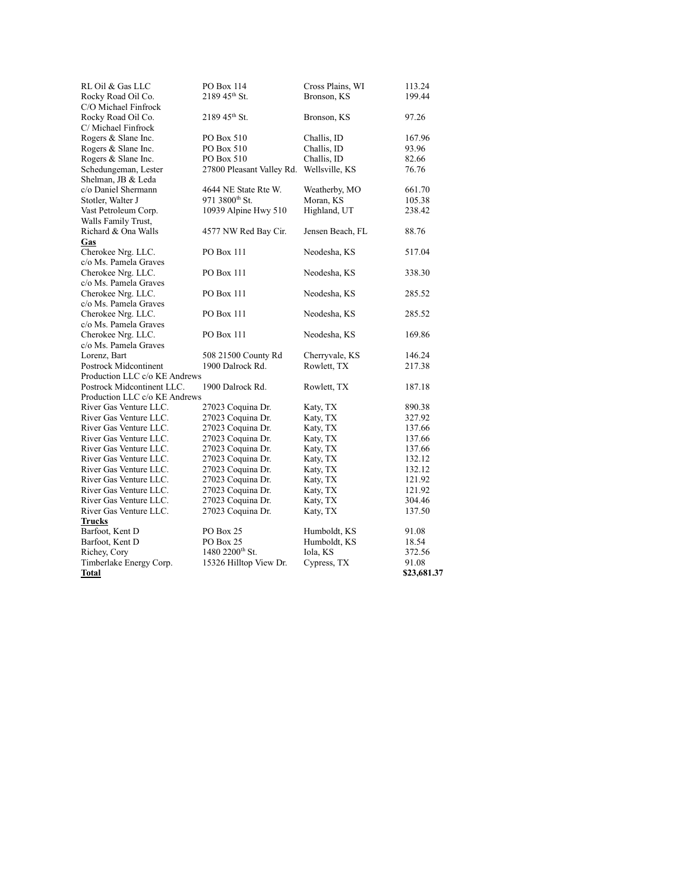| | | | |
|---|---|---|---|
| RL Oil & Gas LLC | PO Box 114 | Cross Plains, WI | 113.24 |
| Rocky Road Oil Co. C/O Michael Finfrock | 2189 45th St. | Bronson, KS | 199.44 |
| Rocky Road Oil Co. C/ Michael Finfrock | 2189 45th St. | Bronson, KS | 97.26 |
| Rogers & Slane Inc. | PO Box 510 | Challis, ID | 167.96 |
| Rogers & Slane Inc. | PO Box 510 | Challis, ID | 93.96 |
| Rogers & Slane Inc. | PO Box 510 | Challis, ID | 82.66 |
| Schedungeman, Lester | 27800 Pleasant Valley Rd. | Wellsville, KS | 76.76 |
| Shelman, JB & Leda c/o Daniel Shermann | 4644 NE State Rte W. | Weatherby, MO | 661.70 |
| Stotler, Walter J | 971 3800th St. | Moran, KS | 105.38 |
| Vast Petroleum Corp. | 10939 Alpine Hwy 510 | Highland, UT | 238.42 |
| Walls Family Trust, Richard & Ona Walls | 4577 NW Red Bay Cir. | Jensen Beach, FL | 88.76 |
| **Gas** | | | |
| Cherokee Nrg. LLC. c/o Ms. Pamela Graves | PO Box 111 | Neodesha, KS | 517.04 |
| Cherokee Nrg. LLC. c/o Ms. Pamela Graves | PO Box 111 | Neodesha, KS | 338.30 |
| Cherokee Nrg. LLC. c/o Ms. Pamela Graves | PO Box 111 | Neodesha, KS | 285.52 |
| Cherokee Nrg. LLC. c/o Ms. Pamela Graves | PO Box 111 | Neodesha, KS | 285.52 |
| Cherokee Nrg. LLC. c/o Ms. Pamela Graves | PO Box 111 | Neodesha, KS | 169.86 |
| Lorenz, Bart | 508 21500 County Rd | Cherryvale, KS | 146.24 |
| Postrock Midcontinent Production LLC c/o KE Andrews | 1900 Dalrock Rd. | Rowlett, TX | 217.38 |
| Postrock Midcontinent LLC. Production LLC c/o KE Andrews | 1900 Dalrock Rd. | Rowlett, TX | 187.18 |
| River Gas Venture LLC. | 27023 Coquina Dr. | Katy, TX | 890.38 |
| River Gas Venture LLC. | 27023 Coquina Dr. | Katy, TX | 327.92 |
| River Gas Venture LLC. | 27023 Coquina Dr. | Katy, TX | 137.66 |
| River Gas Venture LLC. | 27023 Coquina Dr. | Katy, TX | 137.66 |
| River Gas Venture LLC. | 27023 Coquina Dr. | Katy, TX | 137.66 |
| River Gas Venture LLC. | 27023 Coquina Dr. | Katy, TX | 132.12 |
| River Gas Venture LLC. | 27023 Coquina Dr. | Katy, TX | 132.12 |
| River Gas Venture LLC. | 27023 Coquina Dr. | Katy, TX | 121.92 |
| River Gas Venture LLC. | 27023 Coquina Dr. | Katy, TX | 121.92 |
| River Gas Venture LLC. | 27023 Coquina Dr. | Katy, TX | 304.46 |
| River Gas Venture LLC. | 27023 Coquina Dr. | Katy, TX | 137.50 |
| **Trucks** | | | |
| Barfoot, Kent D | PO Box 25 | Humboldt, KS | 91.08 |
| Barfoot, Kent D | PO Box 25 | Humboldt, KS | 18.54 |
| Richey, Cory | 1480 2200th St. | Iola, KS | 372.56 |
| Timberlake Energy Corp. | 15326 Hilltop View Dr. | Cypress, TX | 91.08 |
| **Total** | | | **$23,681.37** |